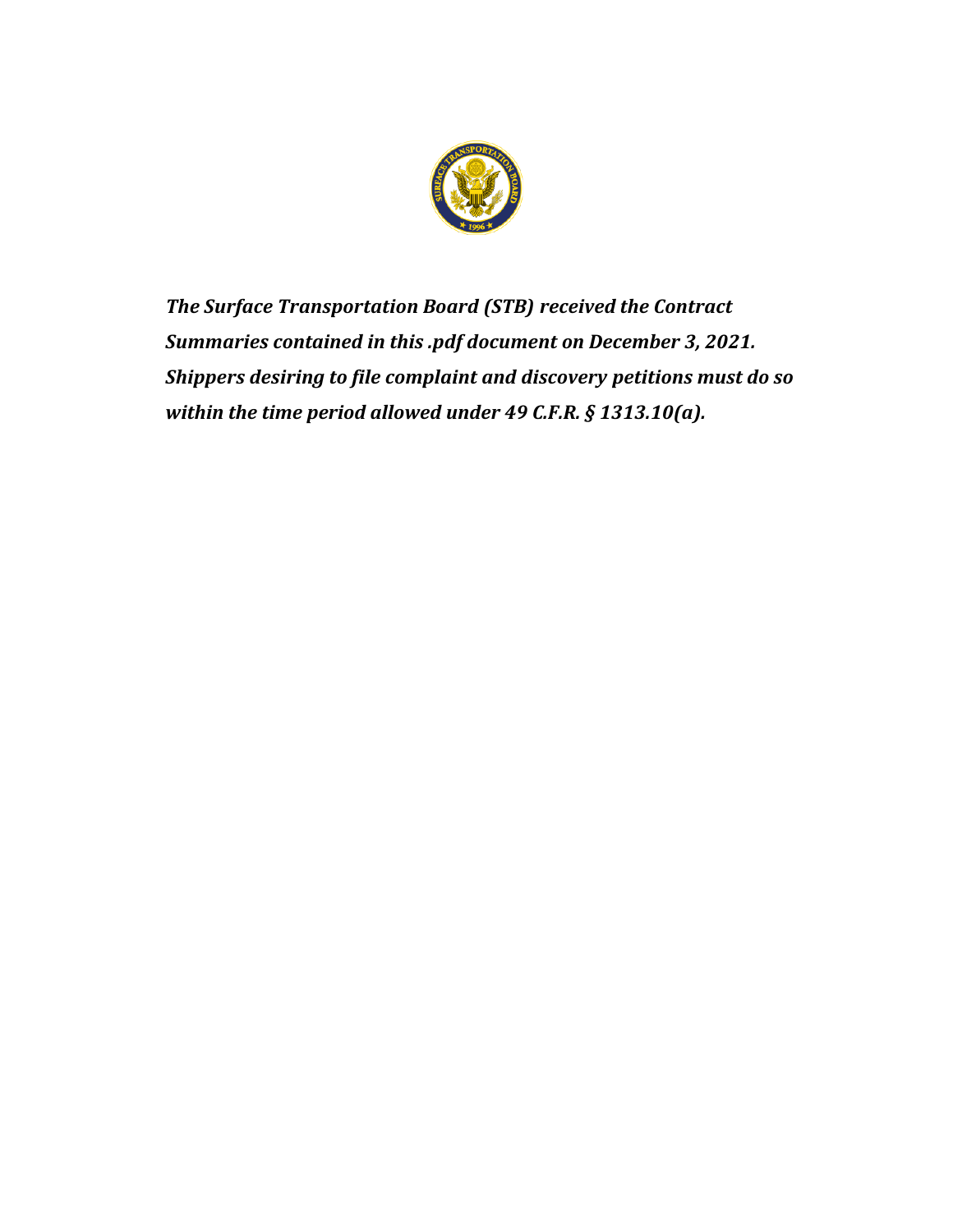***The Surface Transportation Board (STB) received the Contract Summaries contained in this .pdf document on December 3, 2021. Shippers desiring to file complaint and discovery petitions must do so within the time period allowed under 49 C.F.R. § 1313.10(a).***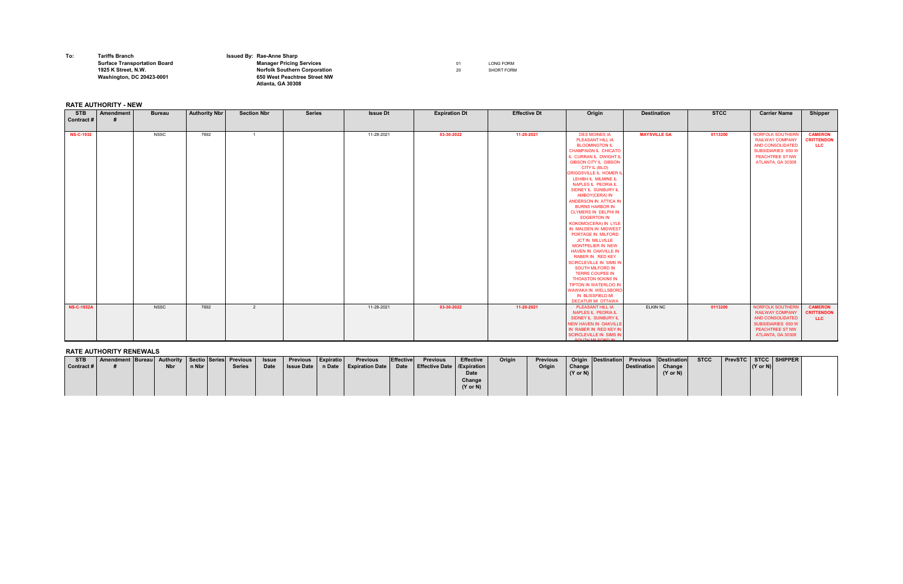**To:** Tariffs Branch
Surface Transportation Board
1925 K Street, N.W.
Washington, DC 20423-0001

**Issued By:** Rae-Anne Sharp
Manager Pricing Services
Norfolk Southern Corporation
650 West Peachtree Street NW
Atlanta, GA 30308

01 LONG FORM
20 SHORT FORM

## RATE AUTHORITY - NEW

| STB Contract # | Amendment # | Bureau | Authority Nbr | Section Nbr | Series | Issue Dt | Expiration Dt | Effective Dt | Origin | Destination | STCC | Carrier Name | Shipper |
|---|---|---|---|---|---|---|---|---|---|---|---|---|---|
| NS-C-1932 | | NSSC | 7692 | 1 | | 11-28-2021 | 03-30-2022 | 11-20-2021 | DES MOINES IA PLEASANT HILL IA BLOOMINGTON IL CHAMPAIGN IL CHICATO IL CURRAN IL DWIGHT IL GIBSON CITY IL GIBSON CITY IL (BLO) GRIGGSVILLE IL HOMER IL LEHIBH IL MILMINE IL NAPLES IL PEORIA IL SIDNEY IL SUNBURY IL AMBOY(CERA) IN ANDERSON IN ATTICA IN BURNS HARBOR IN CLYMERS IN DELPHI IN EDGERTON IN KOKOMO(CERA) IN LYLE IN MALDEN IN MIDWEST PORTAGE IN MILFORD JCT IN MILLVILLE MONTPELIER IN NEW HAVEN IN OAKVILLE IN RABER IN RED KEY SCIRCLEVILLE IN SIMS IN SOUTH MILFORD IN TERRE COUPEE IN THOASTON 9CKIN0 IN TIPTON IN WATERLOO IN WAWAKA IN WELLSBORO IN BLISSFIELD MI DECATUR MI OTTAWA | MAYSVILLE GA | 0113200 | NORFOLK SOUTHERN RAILWAY COMPANY AND CONSOLIDATED SUBSIDIARIES 650 W PEACHTREE ST NW ATLANTA, GA 30308 | CAMERON CRITTENDON LLC |
| NS-C-1932A | | NSSC | 7692 | 2 | | 11-28-2021 | 03-30-2022 | 11-20-2021 | PLEASANT HILL IA NAPLES IL PEORIA IL SIDNEY IL SUNBURY IL NEW HAVEN IN OAKVILLE IN RABER IN RED KEY IN SCIRCLEVILLE IN SIMS IN SOUTH MILFORD IN | ELKIN NC | 0113200 | NORFOLK SOUTHERN RAILWAY COMPANY AND CONSOLIDATED SUBSIDIARIES 650 W PEACHTREE ST NW ATLANTA, GA 30308 | CAMERON CRITTENDON LLC |

## RATE AUTHORITY RENEWALS

| STB Contract # | Amendment # | Bureau | Authority Nbr | Section Nbr | Series | Previous Series | Issue Date | Previous Issue Date | Expiration Date | Previous Expiration Date | Effective Date | Previous Effective Date | Effective /Expiration Date Change (Y or N) | Origin | Previous Origin | Origin Change (Y or N) | Destination | Previous Destination | Destination Change (Y or N) | STCC | PrevSTCC | STCC (Y or N) | SHIPPER |
|---|---|---|---|---|---|---|---|---|---|---|---|---|---|---|---|---|---|---|---|---|---|---|---|
| | | | | | | | | | | | | | | | | | | | | | | | |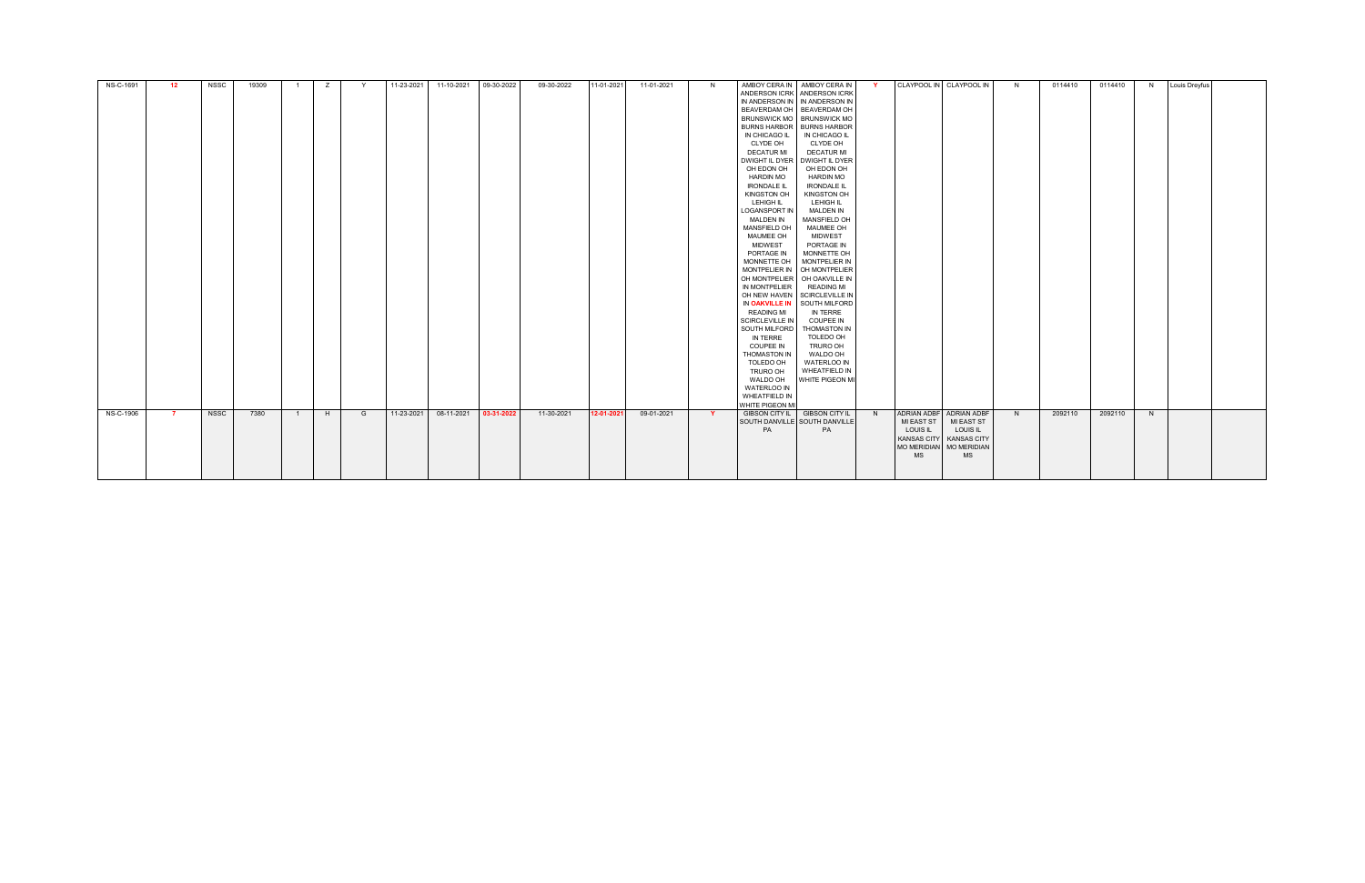| | | | | | | | | | | | | | | | | | | | | | | | | | |
|---|---|---|---|---|---|---|---|---|---|---|---|---|---|---|---|---|---|---|---|---|---|---|---|---|---|
| NS-C-1691 | 12 | NSSC | 19309 | 1 | Z | Y | 11-23-2021 | 11-10-2021 | 09-30-2022 | 09-30-2022 | 11-01-2021 | 11-01-2021 | N | AMBOY CERA IN ANDERSON ICRK IN ANDERSON IN BEAVERDAM OH BRUNSWICK MO BURNS HARBOR IN CHICAGO IL CLYDE OH DECATUR MI DWIGHT IL DYER OH EDON OH HARDIN MO IRONDALE IL KINGSTON OH LEHIGH IL LOGANSPORT IN MALDEN IN MANSFIELD OH MAUMEE OH MIDWEST PORTAGE IN MONNETTE OH MONTPELIER IN OH MONTPELIER IN MONTPELIER OH NEW HAVEN IN OAKVILLE IN READING MI SCIRCLEVILLE IN SOUTH MILFORD IN TERRE COUPEE IN THOMASTON IN TOLEDO OH TRURO OH WALDO OH WATERLOO IN WHEATFIELD IN WHITE PIGEON MI | AMBOY CERA IN ANDERSON ICRK IN ANDERSON IN BEAVERDAM OH BRUNSWICK MO BURNS HARBOR IN CHICAGO IL CLYDE OH DECATUR MI DWIGHT IL DYER OH EDON OH HARDIN MO IRONDALE IL KINGSTON OH LEHIGH IL MALDEN IN MANSFIELD OH MAUMEE OH MIDWEST PORTAGE IN MONNETTE OH MONTPELIER IN OH MONTPELIER OH OAKVILLE IN READING MI SCIRCLEVILLE IN SOUTH MILFORD IN TERRE COUPEE IN THOMASTON IN TOLEDO OH TRURO OH WALDO OH WATERLOO IN WHEATFIELD IN WHITE PIGEON MI | Y | CLAYPOOL IN | CLAYPOOL IN | N | 0114410 | 0114410 | N | Louis Dreyfus | |
| NS-C-1906 | 7 | NSSC | 7380 | 1 | H | G | 11-23-2021 | 08-11-2021 | 03-31-2022 | 11-30-2021 | 12-01-2021 | 09-01-2021 | Y | GIBSON CITY IL SOUTH DANVILLE PA | GIBSON CITY IL SOUTH DANVILLE PA | N | ADRIAN ADBF MI EAST ST LOUIS IL KANSAS CITY MO MERIDIAN MS | ADRIAN ADBF MI EAST ST LOUIS IL KANSAS CITY MO MERIDIAN MS | N | 2092110 | 2092110 | N | | |